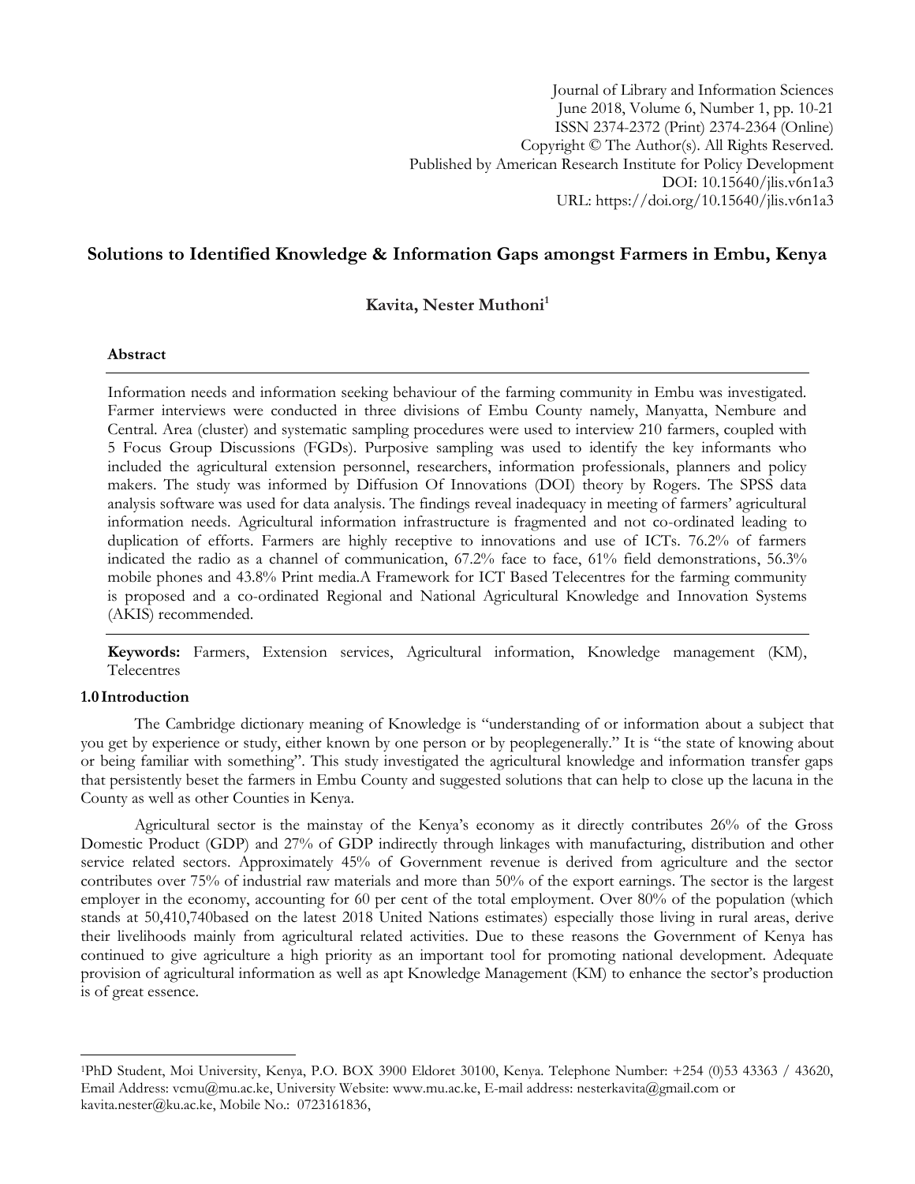Journal of Library and Information Sciences
June 2018, Volume 6, Number 1, pp. 10-21
ISSN 2374-2372 (Print) 2374-2364 (Online)
Copyright © The Author(s). All Rights Reserved.
Published by American Research Institute for Policy Development
DOI: 10.15640/jlis.v6n1a3
URL: https://doi.org/10.15640/jlis.v6n1a3

# Solutions to Identified Knowledge & Information Gaps amongst Farmers in Embu, Kenya

**Kavita, Nester Muthoni[1]**

### Abstract

Information needs and information seeking behaviour of the farming community in Embu was investigated. Farmer interviews were conducted in three divisions of Embu County namely, Manyatta, Nembure and Central. Area (cluster) and systematic sampling procedures were used to interview 210 farmers, coupled with 5 Focus Group Discussions (FGDs). Purposive sampling was used to identify the key informants who included the agricultural extension personnel, researchers, information professionals, planners and policy makers. The study was informed by Diffusion Of Innovations (DOI) theory by Rogers. The SPSS data analysis software was used for data analysis. The findings reveal inadequacy in meeting of farmers' agricultural information needs. Agricultural information infrastructure is fragmented and not co-ordinated leading to duplication of efforts. Farmers are highly receptive to innovations and use of ICTs. 76.2% of farmers indicated the radio as a channel of communication, 67.2% face to face, 61% field demonstrations, 56.3% mobile phones and 43.8% Print media.A Framework for ICT Based Telecentres for the farming community is proposed and a co-ordinated Regional and National Agricultural Knowledge and Innovation Systems (AKIS) recommended.

**Keywords:** Farmers, Extension services, Agricultural information, Knowledge management (KM), Telecentres

## 1.0 Introduction

The Cambridge dictionary meaning of Knowledge is "understanding of or information about a subject that you get by experience or study, either known by one person or by peoplegenerally." It is "the state of knowing about or being familiar with something". This study investigated the agricultural knowledge and information transfer gaps that persistently beset the farmers in Embu County and suggested solutions that can help to close up the lacuna in the County as well as other Counties in Kenya.

Agricultural sector is the mainstay of the Kenya's economy as it directly contributes 26% of the Gross Domestic Product (GDP) and 27% of GDP indirectly through linkages with manufacturing, distribution and other service related sectors. Approximately 45% of Government revenue is derived from agriculture and the sector contributes over 75% of industrial raw materials and more than 50% of the export earnings. The sector is the largest employer in the economy, accounting for 60 per cent of the total employment. Over 80% of the population (which stands at 50,410,740based on the latest 2018 United Nations estimates) especially those living in rural areas, derive their livelihoods mainly from agricultural related activities. Due to these reasons the Government of Kenya has continued to give agriculture a high priority as an important tool for promoting national development. Adequate provision of agricultural information as well as apt Knowledge Management (KM) to enhance the sector's production is of great essence.

---

[1]PhD Student, Moi University, Kenya, P.O. BOX 3900 Eldoret 30100, Kenya. Telephone Number: +254 (0)53 43363 / 43620, Email Address: vcmu@mu.ac.ke, University Website: www.mu.ac.ke, E-mail address: nesterkavita@gmail.com or kavita.nester@ku.ac.ke, Mobile No.: 0723161836,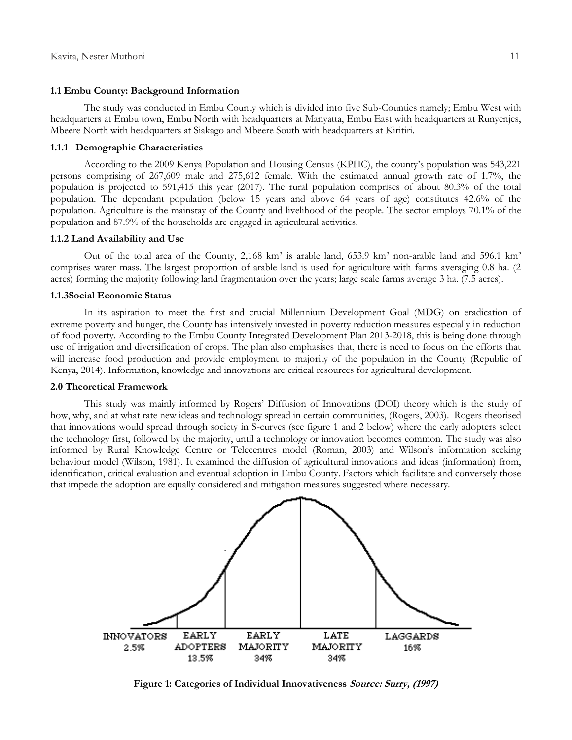### 1.1 Embu County: Background Information

The study was conducted in Embu County which is divided into five Sub-Counties namely; Embu West with headquarters at Embu town, Embu North with headquarters at Manyatta, Embu East with headquarters at Runyenjes, Mbeere North with headquarters at Siakago and Mbeere South with headquarters at Kiritiri.

#### 1.1.1 Demographic Characteristics

According to the 2009 Kenya Population and Housing Census (KPHC), the county's population was 543,221 persons comprising of 267,609 male and 275,612 female. With the estimated annual growth rate of 1.7%, the population is projected to 591,415 this year (2017). The rural population comprises of about 80.3% of the total population. The dependant population (below 15 years and above 64 years of age) constitutes 42.6% of the population. Agriculture is the mainstay of the County and livelihood of the people. The sector employs 70.1% of the population and 87.9% of the households are engaged in agricultural activities.

#### 1.1.2 Land Availability and Use

Out of the total area of the County, 2,168 km$^2$ is arable land, 653.9 km$^2$ non-arable land and 596.1 km$^2$ comprises water mass. The largest proportion of arable land is used for agriculture with farms averaging 0.8 ha. (2 acres) forming the majority following land fragmentation over the years; large scale farms average 3 ha. (7.5 acres).

#### 1.1.3Social Economic Status

In its aspiration to meet the first and crucial Millennium Development Goal (MDG) on eradication of extreme poverty and hunger, the County has intensively invested in poverty reduction measures especially in reduction of food poverty. According to the Embu County Integrated Development Plan 2013-2018, this is being done through use of irrigation and diversification of crops. The plan also emphasises that, there is need to focus on the efforts that will increase food production and provide employment to majority of the population in the County (Republic of Kenya, 2014). Information, knowledge and innovations are critical resources for agricultural development.

## 2.0 Theoretical Framework

This study was mainly informed by Rogers' Diffusion of Innovations (DOI) theory which is the study of how, why, and at what rate new ideas and technology spread in certain communities, (Rogers, 2003). Rogers theorised that innovations would spread through society in S-curves (see figure 1 and 2 below) where the early adopters select the technology first, followed by the majority, until a technology or innovation becomes common. The study was also informed by Rural Knowledge Centre or Telecentres model (Roman, 2003) and Wilson's information seeking behaviour model (Wilson, 1981). It examined the diffusion of agricultural innovations and ideas (information) from, identification, critical evaluation and eventual adoption in Embu County. Factors which facilitate and conversely those that impede the adoption are equally considered and mitigation measures suggested where necessary.

INNOVATORS 2.5% | EARLY ADOPTERS 13.5% | EARLY MAJORITY 34% | LATE MAJORITY 34% | LAGGARDS 16%

**Figure 1: Categories of Individual Innovativeness** ***Source: Surry, (1997)***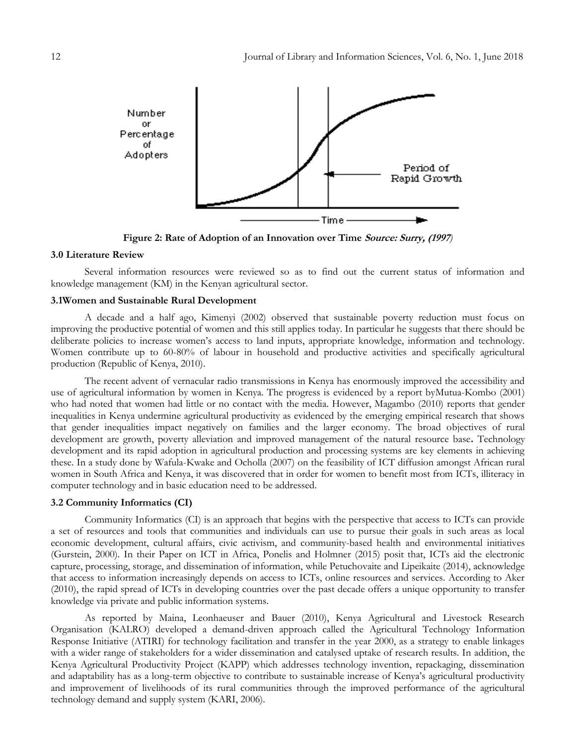Figure 2: Rate of Adoption of an Innovation over Time *Source: Surry, (1997)*

### 3.0 Literature Review

Several information resources were reviewed so as to find out the current status of information and knowledge management (KM) in the Kenyan agricultural sector.

### 3.1Women and Sustainable Rural Development

A decade and a half ago, Kimenyi (2002) observed that sustainable poverty reduction must focus on improving the productive potential of women and this still applies today. In particular he suggests that there should be deliberate policies to increase women's access to land inputs, appropriate knowledge, information and technology. Women contribute up to 60-80% of labour in household and productive activities and specifically agricultural production (Republic of Kenya, 2010).

The recent advent of vernacular radio transmissions in Kenya has enormously improved the accessibility and use of agricultural information by women in Kenya. The progress is evidenced by a report byMutua-Kombo (2001) who had noted that women had little or no contact with the media. However, Magambo (2010) reports that gender inequalities in Kenya undermine agricultural productivity as evidenced by the emerging empirical research that shows that gender inequalities impact negatively on families and the larger economy. The broad objectives of rural development are growth, poverty alleviation and improved management of the natural resource base**.** Technology development and its rapid adoption in agricultural production and processing systems are key elements in achieving these. In a study done by Wafula-Kwake and Ocholla (2007) on the feasibility of ICT diffusion amongst African rural women in South Africa and Kenya, it was discovered that in order for women to benefit most from ICTs, illiteracy in computer technology and in basic education need to be addressed.

### 3.2 Community Informatics (CI)

Community Informatics (CI) is an approach that begins with the perspective that access to ICTs can provide a set of resources and tools that communities and individuals can use to pursue their goals in such areas as local economic development, cultural affairs, civic activism, and community-based health and environmental initiatives (Gurstein, 2000). In their Paper on ICT in Africa, Ponelis and Holmner (2015) posit that, ICTs aid the electronic capture, processing, storage, and dissemination of information, while Petuchovaite and Lipeikaite (2014), acknowledge that access to information increasingly depends on access to ICTs, online resources and services. According to Aker (2010), the rapid spread of ICTs in developing countries over the past decade offers a unique opportunity to transfer knowledge via private and public information systems.

As reported by Maina, Leonhaeuser and Bauer (2010), Kenya Agricultural and Livestock Research Organisation (KALRO) developed a demand-driven approach called the Agricultural Technology Information Response Initiative (ATIRI) for technology facilitation and transfer in the year 2000, as a strategy to enable linkages with a wider range of stakeholders for a wider dissemination and catalysed uptake of research results. In addition, the Kenya Agricultural Productivity Project (KAPP) which addresses technology invention, repackaging, dissemination and adaptability has as a long-term objective to contribute to sustainable increase of Kenya's agricultural productivity and improvement of livelihoods of its rural communities through the improved performance of the agricultural technology demand and supply system (KARI, 2006).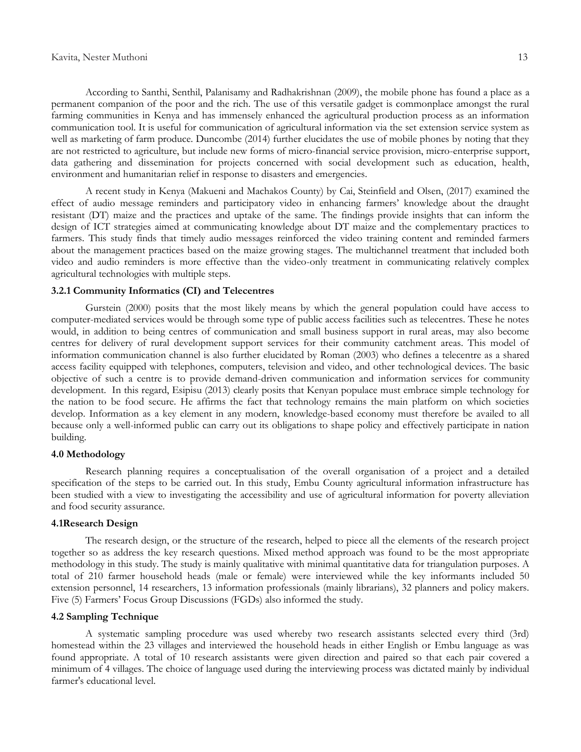According to Santhi, Senthil, Palanisamy and Radhakrishnan (2009), the mobile phone has found a place as a permanent companion of the poor and the rich. The use of this versatile gadget is commonplace amongst the rural farming communities in Kenya and has immensely enhanced the agricultural production process as an information communication tool. It is useful for communication of agricultural information via the set extension service system as well as marketing of farm produce. Duncombe (2014) further elucidates the use of mobile phones by noting that they are not restricted to agriculture, but include new forms of micro-financial service provision, micro-enterprise support, data gathering and dissemination for projects concerned with social development such as education, health, environment and humanitarian relief in response to disasters and emergencies.

A recent study in Kenya (Makueni and Machakos County) by Cai, Steinfield and Olsen, (2017) examined the effect of audio message reminders and participatory video in enhancing farmers' knowledge about the draught resistant (DT) maize and the practices and uptake of the same. The findings provide insights that can inform the design of ICT strategies aimed at communicating knowledge about DT maize and the complementary practices to farmers. This study finds that timely audio messages reinforced the video training content and reminded farmers about the management practices based on the maize growing stages. The multichannel treatment that included both video and audio reminders is more effective than the video-only treatment in communicating relatively complex agricultural technologies with multiple steps.

### 3.2.1 Community Informatics (CI) and Telecentres

Gurstein (2000) posits that the most likely means by which the general population could have access to computer-mediated services would be through some type of public access facilities such as telecentres. These he notes would, in addition to being centres of communication and small business support in rural areas, may also become centres for delivery of rural development support services for their community catchment areas. This model of information communication channel is also further elucidated by Roman (2003) who defines a telecentre as a shared access facility equipped with telephones, computers, television and video, and other technological devices. The basic objective of such a centre is to provide demand-driven communication and information services for community development. In this regard, Esipisu (2013) clearly posits that Kenyan populace must embrace simple technology for the nation to be food secure. He affirms the fact that technology remains the main platform on which societies develop. Information as a key element in any modern, knowledge-based economy must therefore be availed to all because only a well-informed public can carry out its obligations to shape policy and effectively participate in nation building.

## 4.0 Methodology

Research planning requires a conceptualisation of the overall organisation of a project and a detailed specification of the steps to be carried out. In this study, Embu County agricultural information infrastructure has been studied with a view to investigating the accessibility and use of agricultural information for poverty alleviation and food security assurance.

### 4.1Research Design

The research design, or the structure of the research, helped to piece all the elements of the research project together so as address the key research questions. Mixed method approach was found to be the most appropriate methodology in this study. The study is mainly qualitative with minimal quantitative data for triangulation purposes. A total of 210 farmer household heads (male or female) were interviewed while the key informants included 50 extension personnel, 14 researchers, 13 information professionals (mainly librarians), 32 planners and policy makers. Five (5) Farmers' Focus Group Discussions (FGDs) also informed the study.

### 4.2 Sampling Technique

A systematic sampling procedure was used whereby two research assistants selected every third (3rd) homestead within the 23 villages and interviewed the household heads in either English or Embu language as was found appropriate. A total of 10 research assistants were given direction and paired so that each pair covered a minimum of 4 villages. The choice of language used during the interviewing process was dictated mainly by individual farmer's educational level.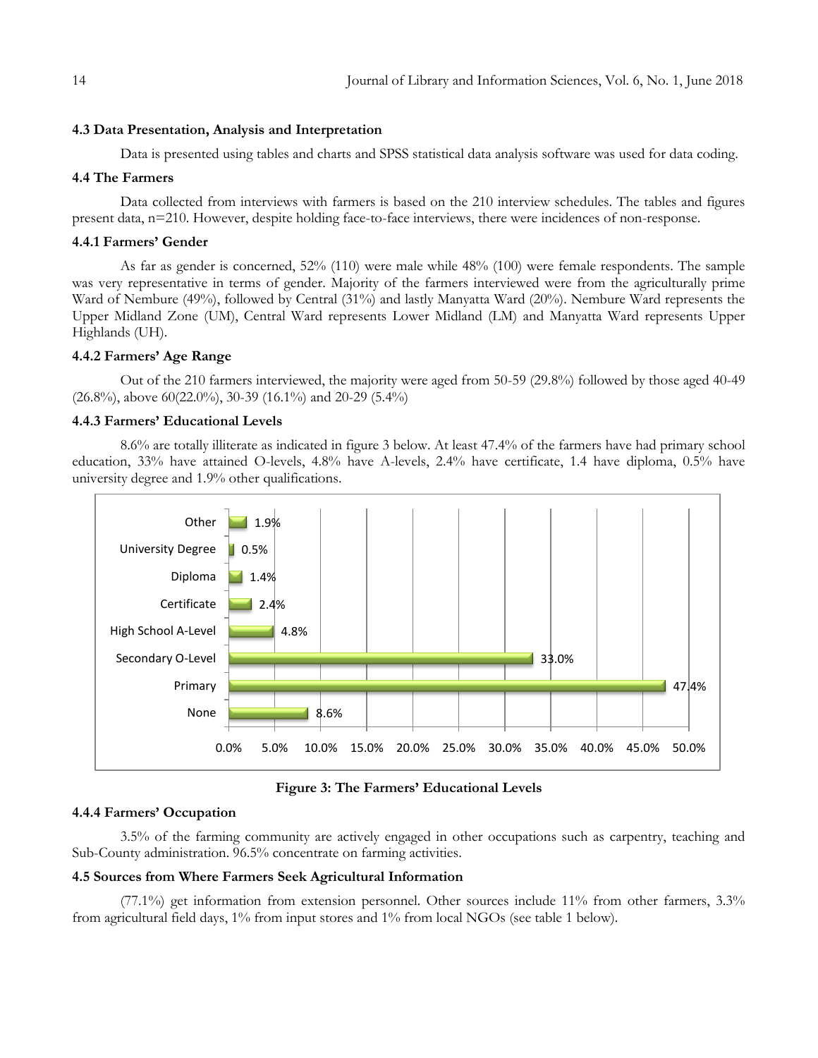### 4.3 Data Presentation, Analysis and Interpretation

Data is presented using tables and charts and SPSS statistical data analysis software was used for data coding.

### 4.4 The Farmers

Data collected from interviews with farmers is based on the 210 interview schedules. The tables and figures present data, n=210. However, despite holding face-to-face interviews, there were incidences of non-response.

#### 4.4.1 Farmers' Gender

As far as gender is concerned, 52% (110) were male while 48% (100) were female respondents. The sample was very representative in terms of gender. Majority of the farmers interviewed were from the agriculturally prime Ward of Nembure (49%), followed by Central (31%) and lastly Manyatta Ward (20%). Nembure Ward represents the Upper Midland Zone (UM), Central Ward represents Lower Midland (LM) and Manyatta Ward represents Upper Highlands (UH).

#### 4.4.2 Farmers' Age Range

Out of the 210 farmers interviewed, the majority were aged from 50-59 (29.8%) followed by those aged 40-49 (26.8%), above 60(22.0%), 30-39 (16.1%) and 20-29 (5.4%)

#### 4.4.3 Farmers' Educational Levels

8.6% are totally illiterate as indicated in figure 3 below. At least 47.4% of the farmers have had primary school education, 33% have attained O-levels, 4.8% have A-levels, 2.4% have certificate, 1.4 have diploma, 0.5% have university degree and 1.9% other qualifications.

**Figure 3: The Farmers' Educational Levels**

#### 4.4.4 Farmers' Occupation

3.5% of the farming community are actively engaged in other occupations such as carpentry, teaching and Sub-County administration. 96.5% concentrate on farming activities.

### 4.5 Sources from Where Farmers Seek Agricultural Information

(77.1%) get information from extension personnel. Other sources include 11% from other farmers, 3.3% from agricultural field days, 1% from input stores and 1% from local NGOs (see table 1 below).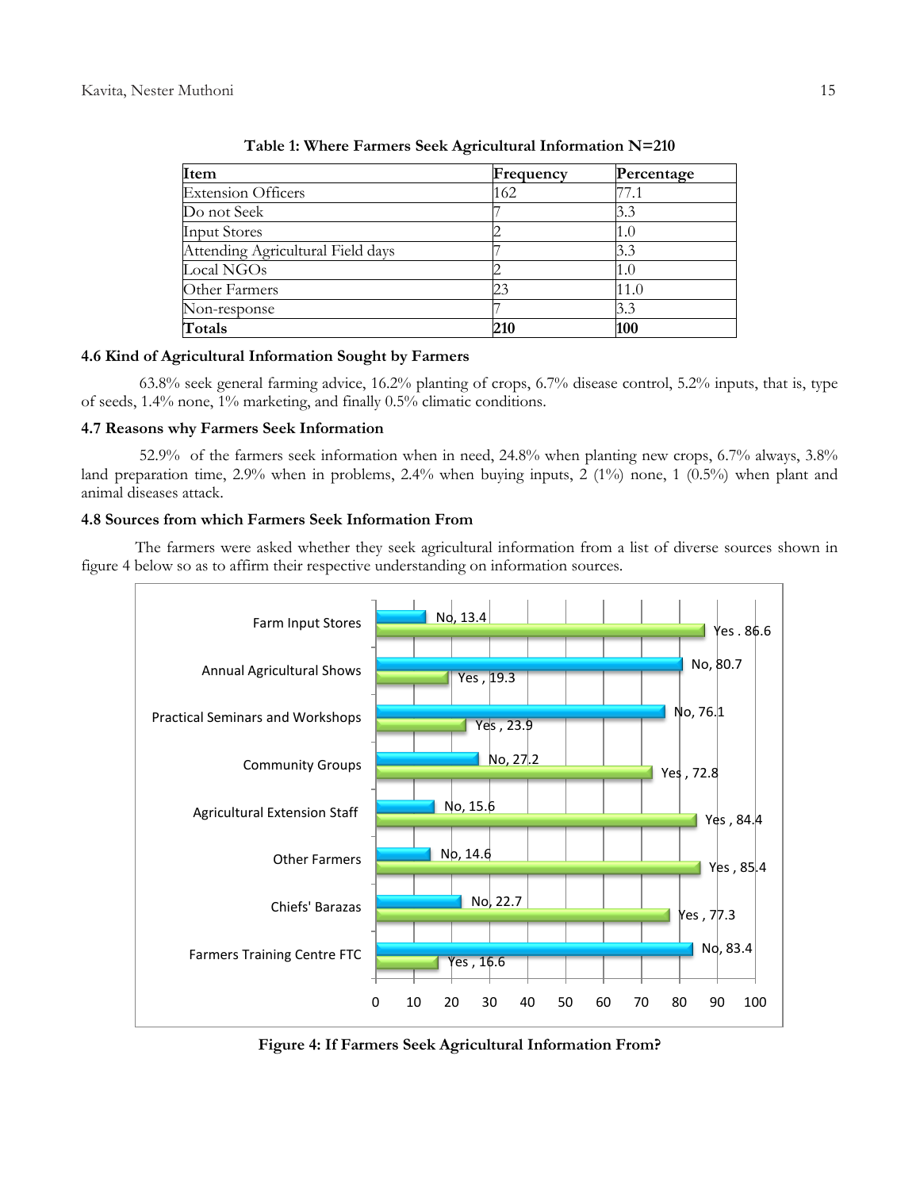**Table 1: Where Farmers Seek Agricultural Information N=210**

| Item | Frequency | Percentage |
|---|---|---|
| Extension Officers | 162 | 77.1 |
| Do not Seek | 7 | 3.3 |
| Input Stores | 2 | 1.0 |
| Attending Agricultural Field days | 7 | 3.3 |
| Local NGOs | 2 | 1.0 |
| Other Farmers | 23 | 11.0 |
| Non-response | 7 | 3.3 |
| **Totals** | **210** | **100** |

### 4.6 Kind of Agricultural Information Sought by Farmers

63.8% seek general farming advice, 16.2% planting of crops, 6.7% disease control, 5.2% inputs, that is, type of seeds, 1.4% none, 1% marketing, and finally 0.5% climatic conditions.

### 4.7 Reasons why Farmers Seek Information

52.9% of the farmers seek information when in need, 24.8% when planting new crops, 6.7% always, 3.8% land preparation time, 2.9% when in problems, 2.4% when buying inputs, 2 (1%) none, 1 (0.5%) when plant and animal diseases attack.

### 4.8 Sources from which Farmers Seek Information From

The farmers were asked whether they seek agricultural information from a list of diverse sources shown in figure 4 below so as to affirm their respective understanding on information sources.

**Figure 4: If Farmers Seek Agricultural Information From?**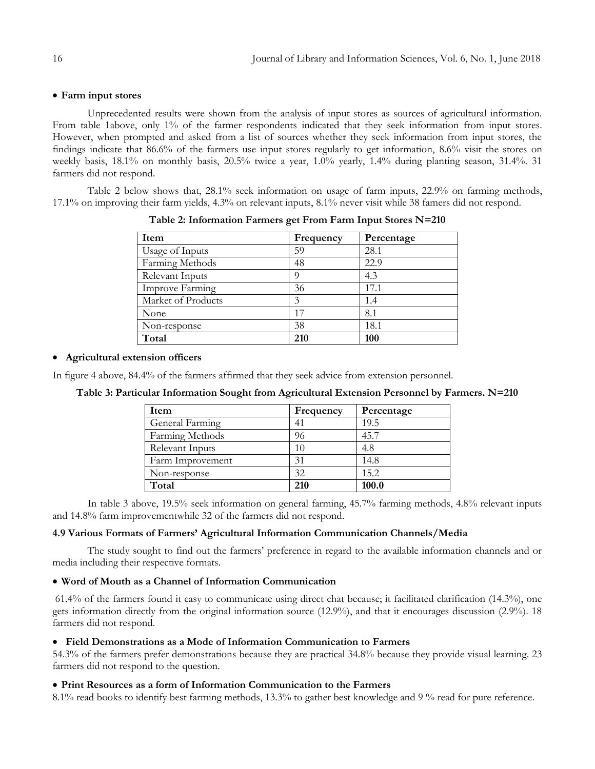- **Farm input stores**

Unprecedented results were shown from the analysis of input stores as sources of agricultural information. From table 1above, only 1% of the farmer respondents indicated that they seek information from input stores. However, when prompted and asked from a list of sources whether they seek information from input stores, the findings indicate that 86.6% of the farmers use input stores regularly to get information, 8.6% visit the stores on weekly basis, 18.1% on monthly basis, 20.5% twice a year, 1.0% yearly, 1.4% during planting season, 31.4%. 31 farmers did not respond.

Table 2 below shows that, 28.1% seek information on usage of farm inputs, 22.9% on farming methods, 17.1% on improving their farm yields, 4.3% on relevant inputs, 8.1% never visit while 38 famers did not respond.

**Table 2: Information Farmers get From Farm Input Stores N=210**

| Item | Frequency | Percentage |
|---|---|---|
| Usage of Inputs | 59 | 28.1 |
| Farming Methods | 48 | 22.9 |
| Relevant Inputs | 9 | 4.3 |
| Improve Farming | 36 | 17.1 |
| Market of Products | 3 | 1.4 |
| None | 17 | 8.1 |
| Non-response | 38 | 18.1 |
| **Total** | **210** | **100** |

- **Agricultural extension officers**

In figure 4 above, 84.4% of the farmers affirmed that they seek advice from extension personnel.

**Table 3: Particular Information Sought from Agricultural Extension Personnel by Farmers. N=210**

| Item | Frequency | Percentage |
|---|---|---|
| General Farming | 41 | 19.5 |
| Farming Methods | 96 | 45.7 |
| Relevant Inputs | 10 | 4.8 |
| Farm Improvement | 31 | 14.8 |
| Non-response | 32 | 15.2 |
| **Total** | **210** | **100.0** |

In table 3 above, 19.5% seek information on general farming, 45.7% farming methods, 4.8% relevant inputs and 14.8% farm improvementwhile 32 of the farmers did not respond.

### 4.9 Various Formats of Farmers' Agricultural Information Communication Channels/Media

The study sought to find out the farmers' preference in regard to the available information channels and or media including their respective formats.

- **Word of Mouth as a Channel of Information Communication**

61.4% of the farmers found it easy to communicate using direct chat because; it facilitated clarification (14.3%), one gets information directly from the original information source (12.9%), and that it encourages discussion (2.9%). 18 farmers did not respond.

- **Field Demonstrations as a Mode of Information Communication to Farmers**

54.3% of the farmers prefer demonstrations because they are practical 34.8% because they provide visual learning. 23 farmers did not respond to the question.

- **Print Resources as a form of Information Communication to the Farmers**

8.1% read books to identify best farming methods, 13.3% to gather best knowledge and 9 % read for pure reference.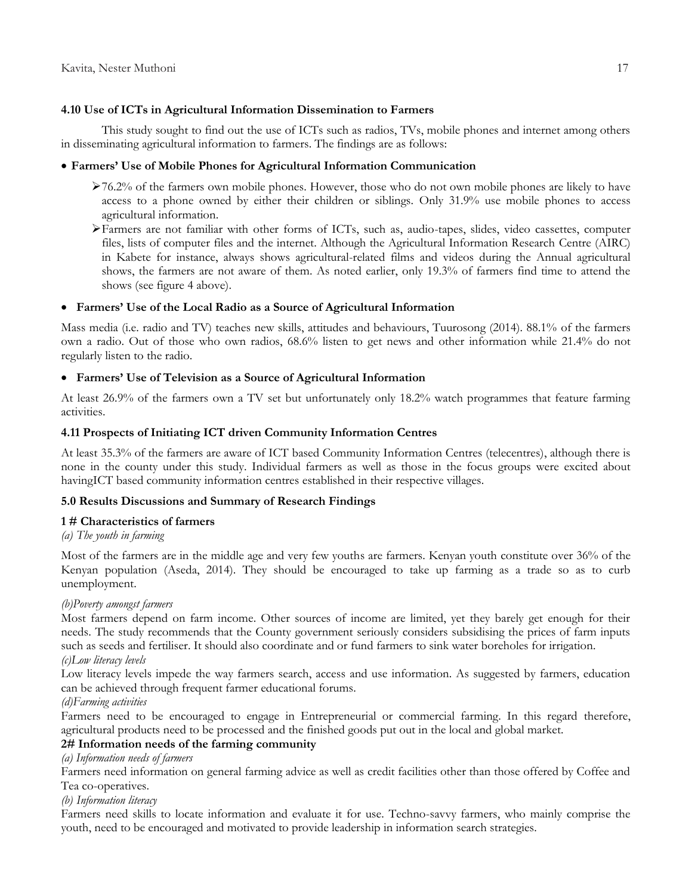### 4.10 Use of ICTs in Agricultural Information Dissemination to Farmers

This study sought to find out the use of ICTs such as radios, TVs, mobile phones and internet among others in disseminating agricultural information to farmers. The findings are as follows:

- **Farmers' Use of Mobile Phones for Agricultural Information Communication**
  - 76.2% of the farmers own mobile phones. However, those who do not own mobile phones are likely to have access to a phone owned by either their children or siblings. Only 31.9% use mobile phones to access agricultural information.
  - Farmers are not familiar with other forms of ICTs, such as, audio-tapes, slides, video cassettes, computer files, lists of computer files and the internet. Although the Agricultural Information Research Centre (AIRC) in Kabete for instance, always shows agricultural-related films and videos during the Annual agricultural shows, the farmers are not aware of them. As noted earlier, only 19.3% of farmers find time to attend the shows (see figure 4 above).

- **Farmers' Use of the Local Radio as a Source of Agricultural Information**

Mass media (i.e. radio and TV) teaches new skills, attitudes and behaviours, Tuurosong (2014). 88.1% of the farmers own a radio. Out of those who own radios, 68.6% listen to get news and other information while 21.4% do not regularly listen to the radio.

- **Farmers' Use of Television as a Source of Agricultural Information**

At least 26.9% of the farmers own a TV set but unfortunately only 18.2% watch programmes that feature farming activities.

### 4.11 Prospects of Initiating ICT driven Community Information Centres

At least 35.3% of the farmers are aware of ICT based Community Information Centres (telecentres), although there is none in the county under this study. Individual farmers as well as those in the focus groups were excited about havingICT based community information centres established in their respective villages.

## 5.0 Results Discussions and Summary of Research Findings

### 1 # Characteristics of farmers

*(a) The youth in farming*

Most of the farmers are in the middle age and very few youths are farmers. Kenyan youth constitute over 36% of the Kenyan population (Aseda, 2014). They should be encouraged to take up farming as a trade so as to curb unemployment.

*(b)Poverty amongst farmers*

Most farmers depend on farm income. Other sources of income are limited, yet they barely get enough for their needs. The study recommends that the County government seriously considers subsidising the prices of farm inputs such as seeds and fertiliser. It should also coordinate and or fund farmers to sink water boreholes for irrigation.

*(c)Low literacy levels*

Low literacy levels impede the way farmers search, access and use information. As suggested by farmers, education can be achieved through frequent farmer educational forums.

*(d)Farming activities*

Farmers need to be encouraged to engage in Entrepreneurial or commercial farming. In this regard therefore, agricultural products need to be processed and the finished goods put out in the local and global market.

### 2# Information needs of the farming community

*(a) Information needs of farmers*

Farmers need information on general farming advice as well as credit facilities other than those offered by Coffee and Tea co-operatives.

*(b) Information literacy*

Farmers need skills to locate information and evaluate it for use. Techno-savvy farmers, who mainly comprise the youth, need to be encouraged and motivated to provide leadership in information search strategies.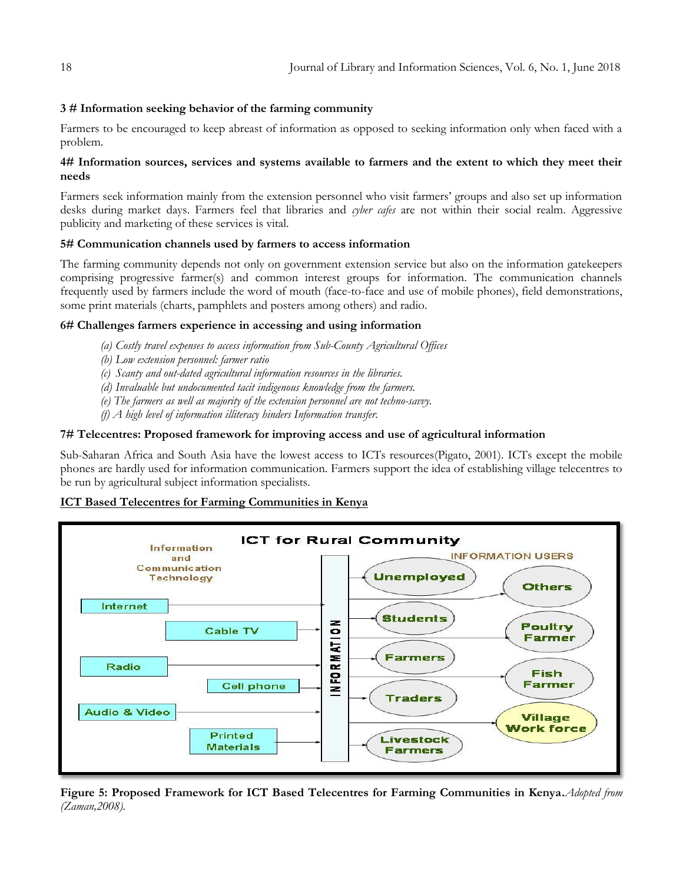**3 # Information seeking behavior of the farming community**

Farmers to be encouraged to keep abreast of information as opposed to seeking information only when faced with a problem.

**4# Information sources, services and systems available to farmers and the extent to which they meet their needs**

Farmers seek information mainly from the extension personnel who visit farmers' groups and also set up information desks during market days. Farmers feel that libraries and *cyber cafes* are not within their social realm. Aggressive publicity and marketing of these services is vital.

**5# Communication channels used by farmers to access information**

The farming community depends not only on government extension service but also on the information gatekeepers comprising progressive farmer(s) and common interest groups for information. The communication channels frequently used by farmers include the word of mouth (face-to-face and use of mobile phones), field demonstrations, some print materials (charts, pamphlets and posters among others) and radio.

**6# Challenges farmers experience in accessing and using information**

- *(a) Costly travel expenses to access information from Sub-County Agricultural Offices*
- *(b) Low extension personnel: farmer ratio*
- *(c) Scanty and out-dated agricultural information resources in the libraries.*
- *(d) Invaluable but undocumented tacit indigenous knowledge from the farmers.*
- *(e) The farmers as well as majority of the extension personnel are not techno-savvy.*
- *(f) A high level of information illiteracy hinders Information transfer.*

**7# Telecentres: Proposed framework for improving access and use of agricultural information**

Sub-Saharan Africa and South Asia have the lowest access to ICTs resources(Pigato, 2001). ICTs except the mobile phones are hardly used for information communication. Farmers support the idea of establishing village telecentres to be run by agricultural subject information specialists.

**<u>ICT Based Telecentres for Farming Communities in Kenya</u>**

**Figure 5: Proposed Framework for ICT Based Telecentres for Farming Communities in Kenya.** *Adopted from (Zaman,2008).*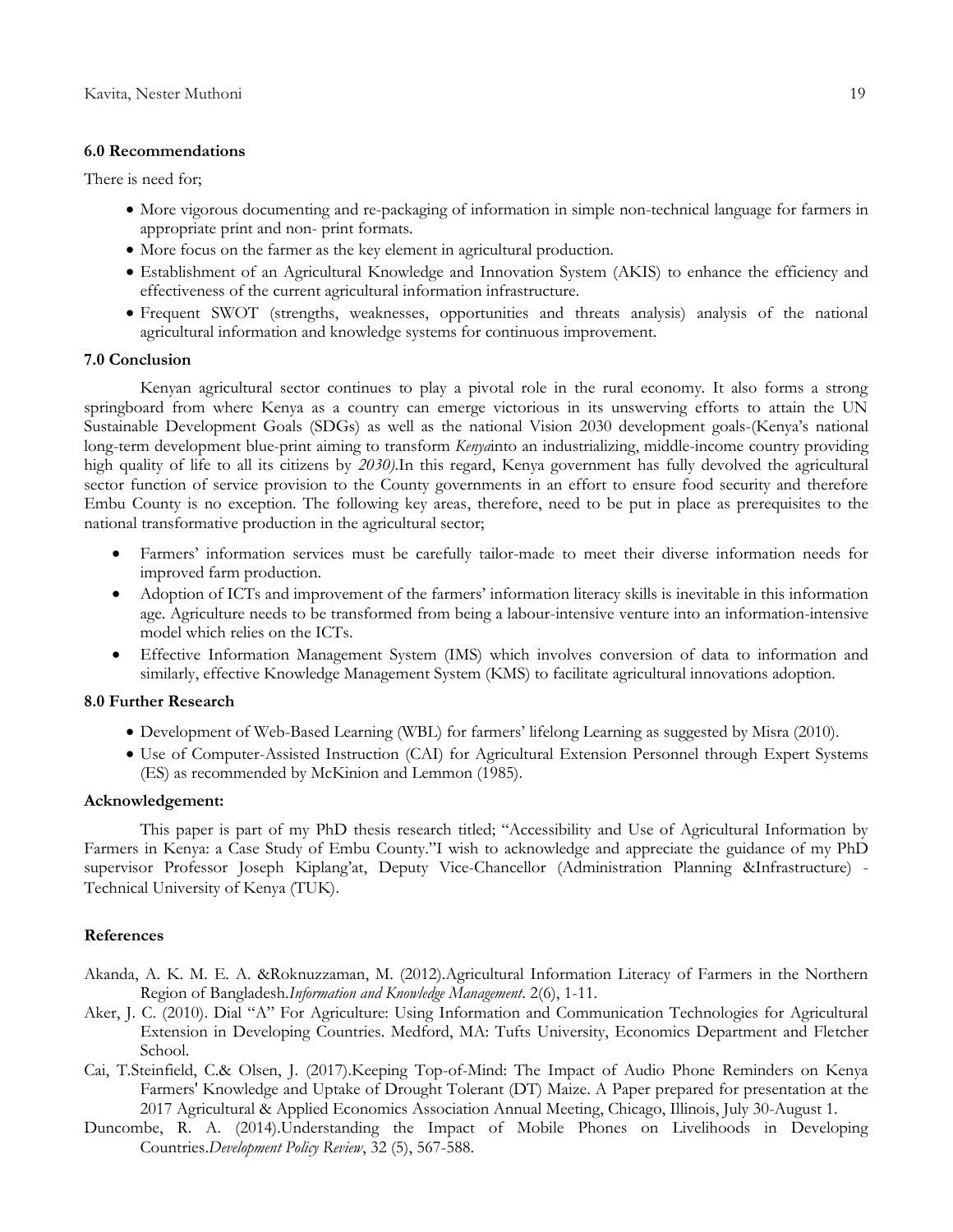### 6.0 Recommendations

There is need for;

- More vigorous documenting and re-packaging of information in simple non-technical language for farmers in appropriate print and non- print formats.
- More focus on the farmer as the key element in agricultural production.
- Establishment of an Agricultural Knowledge and Innovation System (AKIS) to enhance the efficiency and effectiveness of the current agricultural information infrastructure.
- Frequent SWOT (strengths, weaknesses, opportunities and threats analysis) analysis of the national agricultural information and knowledge systems for continuous improvement.

### 7.0 Conclusion

Kenyan agricultural sector continues to play a pivotal role in the rural economy. It also forms a strong springboard from where Kenya as a country can emerge victorious in its unswerving efforts to attain the UN Sustainable Development Goals (SDGs) as well as the national Vision 2030 development goals-(Kenya's national long-term development blue-print aiming to transform *Kenya*into an industrializing, middle-income country providing high quality of life to all its citizens by *2030).*In this regard, Kenya government has fully devolved the agricultural sector function of service provision to the County governments in an effort to ensure food security and therefore Embu County is no exception. The following key areas, therefore, need to be put in place as prerequisites to the national transformative production in the agricultural sector;

- Farmers' information services must be carefully tailor-made to meet their diverse information needs for improved farm production.
- Adoption of ICTs and improvement of the farmers' information literacy skills is inevitable in this information age. Agriculture needs to be transformed from being a labour-intensive venture into an information-intensive model which relies on the ICTs.
- Effective Information Management System (IMS) which involves conversion of data to information and similarly, effective Knowledge Management System (KMS) to facilitate agricultural innovations adoption.

### 8.0 Further Research

- Development of Web-Based Learning (WBL) for farmers' lifelong Learning as suggested by Misra (2010).
- Use of Computer-Assisted Instruction (CAI) for Agricultural Extension Personnel through Expert Systems (ES) as recommended by McKinion and Lemmon (1985).

### Acknowledgement:

This paper is part of my PhD thesis research titled; "Accessibility and Use of Agricultural Information by Farmers in Kenya: a Case Study of Embu County."I wish to acknowledge and appreciate the guidance of my PhD supervisor Professor Joseph Kiplang'at, Deputy Vice-Chancellor (Administration Planning &Infrastructure) - Technical University of Kenya (TUK).

### References

Akanda, A. K. M. E. A. &Roknuzzaman, M. (2012).Agricultural Information Literacy of Farmers in the Northern Region of Bangladesh.*Information and Knowledge Management*. 2(6), 1-11.

Aker, J. C. (2010). Dial "A" For Agriculture: Using Information and Communication Technologies for Agricultural Extension in Developing Countries. Medford, MA: Tufts University, Economics Department and Fletcher School.

Cai, T.Steinfield, C.& Olsen, J. (2017).Keeping Top-of-Mind: The Impact of Audio Phone Reminders on Kenya Farmers' Knowledge and Uptake of Drought Tolerant (DT) Maize. A Paper prepared for presentation at the 2017 Agricultural & Applied Economics Association Annual Meeting, Chicago, Illinois, July 30-August 1.

Duncombe, R. A. (2014).Understanding the Impact of Mobile Phones on Livelihoods in Developing Countries.*Development Policy Review*, 32 (5), 567-588.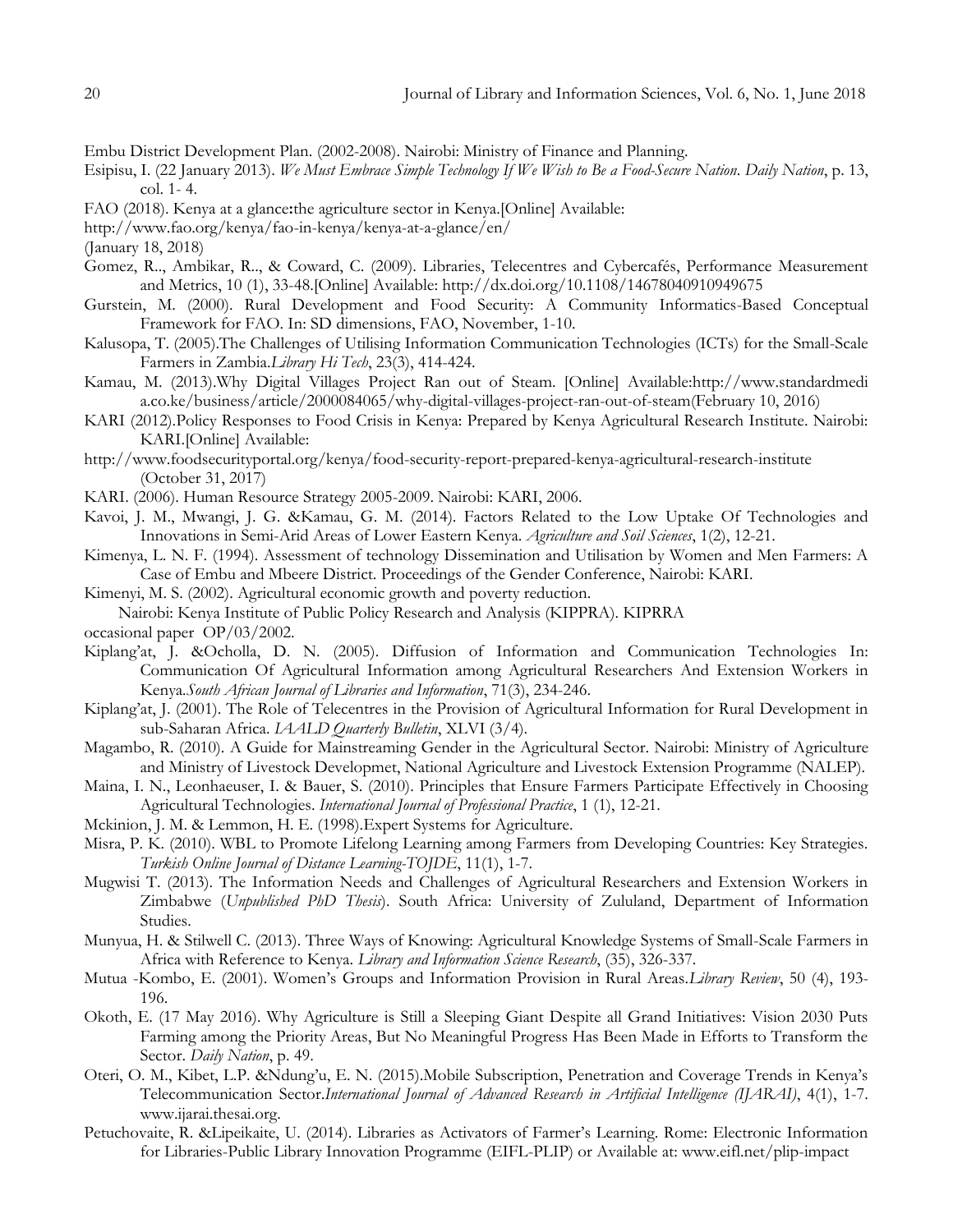Embu District Development Plan. (2002-2008). Nairobi: Ministry of Finance and Planning.

Esipisu, I. (22 January 2013). *We Must Embrace Simple Technology If We Wish to Be a Food-Secure Nation*. *Daily Nation*, p. 13, col. 1- 4.

FAO (2018). Kenya at a glance**:**the agriculture sector in Kenya.[Online] Available: http://www.fao.org/kenya/fao-in-kenya/kenya-at-a-glance/en/ (January 18, 2018)

Gomez, R.., Ambikar, R.., & Coward, C. (2009). Libraries, Telecentres and Cybercafés, Performance Measurement and Metrics, 10 (1), 33-48.[Online] Available: http://dx.doi.org/10.1108/14678040910949675

Gurstein, M. (2000). Rural Development and Food Security: A Community Informatics-Based Conceptual Framework for FAO. In: SD dimensions, FAO, November, 1-10.

Kalusopa, T. (2005).The Challenges of Utilising Information Communication Technologies (ICTs) for the Small-Scale Farmers in Zambia.*Library Hi Tech*, 23(3), 414-424.

Kamau, M. (2013).Why Digital Villages Project Ran out of Steam. [Online] Available:http://www.standardmedia.co.ke/business/article/2000084065/why-digital-villages-project-ran-out-of-steam(February 10, 2016)

KARI (2012).Policy Responses to Food Crisis in Kenya: Prepared by Kenya Agricultural Research Institute. Nairobi: KARI.[Online] Available: http://www.foodsecurityportal.org/kenya/food-security-report-prepared-kenya-agricultural-research-institute (October 31, 2017)

KARI. (2006). Human Resource Strategy 2005-2009. Nairobi: KARI, 2006.

Kavoi, J. M., Mwangi, J. G. &Kamau, G. M. (2014). Factors Related to the Low Uptake Of Technologies and Innovations in Semi-Arid Areas of Lower Eastern Kenya. *Agriculture and Soil Sciences*, 1(2), 12-21.

Kimenya, L. N. F. (1994). Assessment of technology Dissemination and Utilisation by Women and Men Farmers: A Case of Embu and Mbeere District. Proceedings of the Gender Conference, Nairobi: KARI.

Kimenyi, M. S. (2002). Agricultural economic growth and poverty reduction. Nairobi: Kenya Institute of Public Policy Research and Analysis (KIPPRA). KIPRRA occasional paper OP/03/2002.

Kiplang'at, J. &Ocholla, D. N. (2005). Diffusion of Information and Communication Technologies In: Communication Of Agricultural Information among Agricultural Researchers And Extension Workers in Kenya.*South African Journal of Libraries and Information*, 71(3), 234-246.

Kiplang'at, J. (2001). The Role of Telecentres in the Provision of Agricultural Information for Rural Development in sub-Saharan Africa. *IAALD Quarterly Bulletin*, XLVI (3/4).

Magambo, R. (2010). A Guide for Mainstreaming Gender in the Agricultural Sector. Nairobi: Ministry of Agriculture and Ministry of Livestock Developmet, National Agriculture and Livestock Extension Programme (NALEP).

Maina, I. N., Leonhaeuser, I. & Bauer, S. (2010). Principles that Ensure Farmers Participate Effectively in Choosing Agricultural Technologies. *International Journal of Professional Practice*, 1 (1), 12-21.

Mckinion, J. M. & Lemmon, H. E. (1998).Expert Systems for Agriculture.

Misra, P. K. (2010). WBL to Promote Lifelong Learning among Farmers from Developing Countries: Key Strategies. *Turkish Online Journal of Distance Learning-TOJDE*, 11(1), 1-7.

Mugwisi T. (2013). The Information Needs and Challenges of Agricultural Researchers and Extension Workers in Zimbabwe (*Unpublished PhD Thesis*). South Africa: University of Zululand, Department of Information Studies.

Munyua, H. & Stilwell C. (2013). Three Ways of Knowing: Agricultural Knowledge Systems of Small-Scale Farmers in Africa with Reference to Kenya. *Library and Information Science Research*, (35), 326-337.

Mutua -Kombo, E. (2001). Women's Groups and Information Provision in Rural Areas.*Library Review*, 50 (4), 193-196.

Okoth, E. (17 May 2016). Why Agriculture is Still a Sleeping Giant Despite all Grand Initiatives: Vision 2030 Puts Farming among the Priority Areas, But No Meaningful Progress Has Been Made in Efforts to Transform the Sector. *Daily Nation*, p. 49.

Oteri, O. M., Kibet, L.P. &Ndung'u, E. N. (2015).Mobile Subscription, Penetration and Coverage Trends in Kenya's Telecommunication Sector.*International Journal of Advanced Research in Artificial Intelligence (IJARAI)*, 4(1), 1-7. www.ijarai.thesai.org.

Petuchovaite, R. &Lipeikaite, U. (2014). Libraries as Activators of Farmer's Learning. Rome: Electronic Information for Libraries-Public Library Innovation Programme (EIFL-PLIP) or Available at: www.eifl.net/plip-impact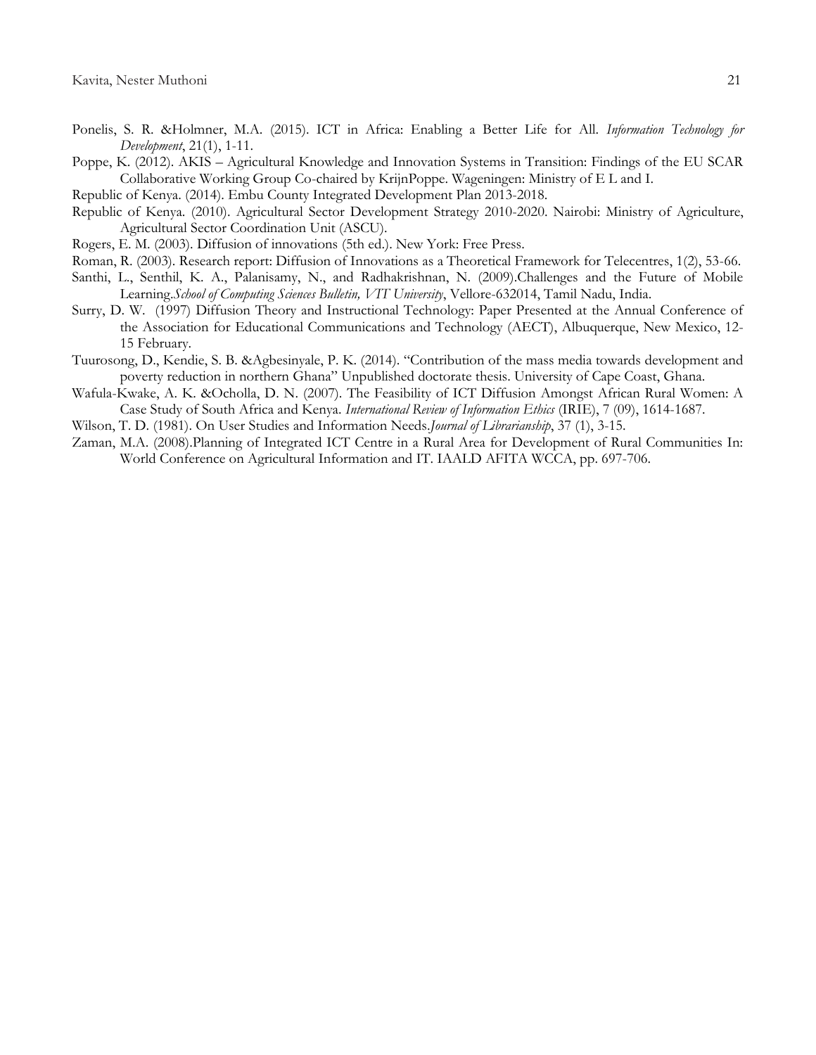Ponelis, S. R. &Holmner, M.A. (2015). ICT in Africa: Enabling a Better Life for All. *Information Technology for Development*, 21(1), 1-11.

Poppe, K. (2012). AKIS – Agricultural Knowledge and Innovation Systems in Transition: Findings of the EU SCAR Collaborative Working Group Co-chaired by KrijnPoppe. Wageningen: Ministry of E L and I.

Republic of Kenya. (2014). Embu County Integrated Development Plan 2013-2018.

Republic of Kenya. (2010). Agricultural Sector Development Strategy 2010-2020. Nairobi: Ministry of Agriculture, Agricultural Sector Coordination Unit (ASCU).

Rogers, E. M. (2003). Diffusion of innovations (5th ed.). New York: Free Press.

Roman, R. (2003). Research report: Diffusion of Innovations as a Theoretical Framework for Telecentres, 1(2), 53-66.

Santhi, L., Senthil, K. A., Palanisamy, N., and Radhakrishnan, N. (2009).Challenges and the Future of Mobile Learning.*School of Computing Sciences Bulletin, VIT University*, Vellore-632014, Tamil Nadu, India.

Surry, D. W. (1997) Diffusion Theory and Instructional Technology: Paper Presented at the Annual Conference of the Association for Educational Communications and Technology (AECT), Albuquerque, New Mexico, 12-15 February.

Tuurosong, D., Kendie, S. B. &Agbesinyale, P. K. (2014). "Contribution of the mass media towards development and poverty reduction in northern Ghana" Unpublished doctorate thesis. University of Cape Coast, Ghana.

Wafula-Kwake, A. K. &Ocholla, D. N. (2007). The Feasibility of ICT Diffusion Amongst African Rural Women: A Case Study of South Africa and Kenya. *International Review of Information Ethics* (IRIE), 7 (09), 1614-1687.

Wilson, T. D. (1981). On User Studies and Information Needs.*Journal of Librarianship*, 37 (1), 3-15.

Zaman, M.A. (2008).Planning of Integrated ICT Centre in a Rural Area for Development of Rural Communities In: World Conference on Agricultural Information and IT. IAALD AFITA WCCA, pp. 697-706.